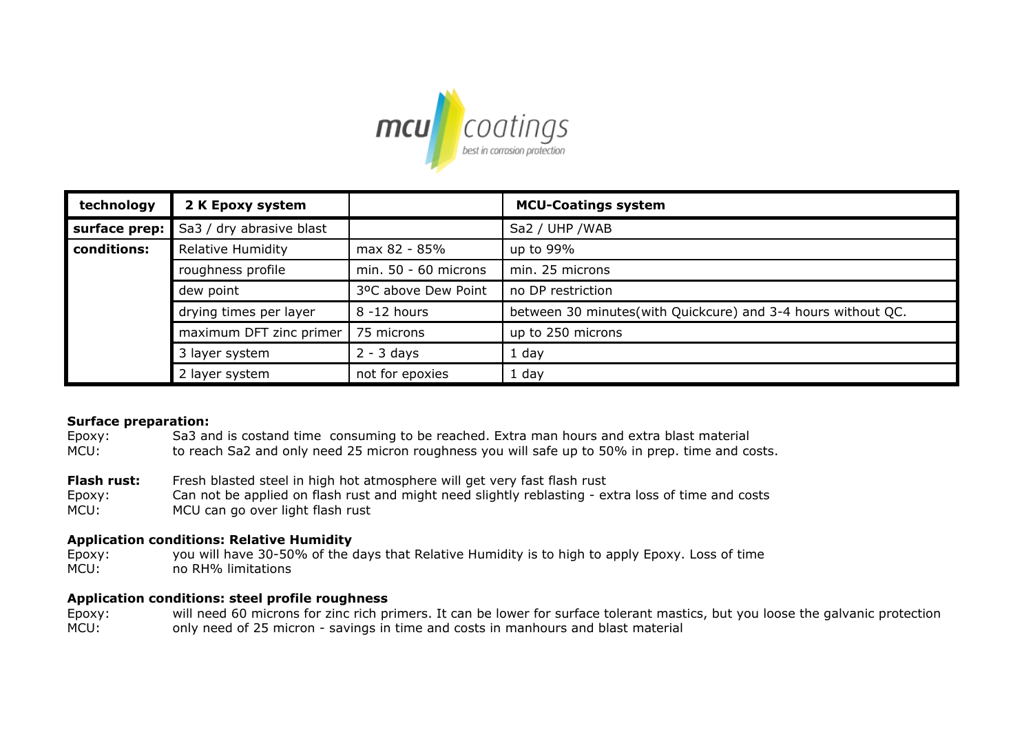mcu coatings
best in corrosion protection

| technology | 2 K Epoxy system | | MCU-Coatings system |
|---|---|---|---|
| surface prep: | Sa3 / dry abrasive blast | | Sa2 / UHP /WAB |
| conditions: | Relative Humidity | max 82 - 85% | up to 99% |
| | roughness profile | min. 50 - 60 microns | min. 25 microns |
| | dew point | 3ºC above Dew Point | no DP restriction |
| | drying times per layer | 8 -12 hours | between 30 minutes(with Quickcure) and 3-4 hours without QC. |
| | maximum DFT zinc primer | 75 microns | up to 250 microns |
| | 3 layer system | 2 - 3 days | 1 day |
| | 2 layer system | not for epoxies | 1 day |

**Surface preparation:**

Epoxy: Sa3 and is costand time consuming to be reached. Extra man hours and extra blast material

MCU: to reach Sa2 and only need 25 micron roughness you will safe up to 50% in prep. time and costs.

**Flash rust:** Fresh blasted steel in high hot atmosphere will get very fast flash rust

Epoxy: Can not be applied on flash rust and might need slightly reblasting - extra loss of time and costs

MCU: MCU can go over light flash rust

**Application conditions: Relative Humidity**

Epoxy: you will have 30-50% of the days that Relative Humidity is to high to apply Epoxy. Loss of time

MCU: no RH% limitations

**Application conditions: steel profile roughness**

Epoxy: will need 60 microns for zinc rich primers. It can be lower for surface tolerant mastics, but you loose the galvanic protection

MCU: only need of 25 micron - savings in time and costs in manhours and blast material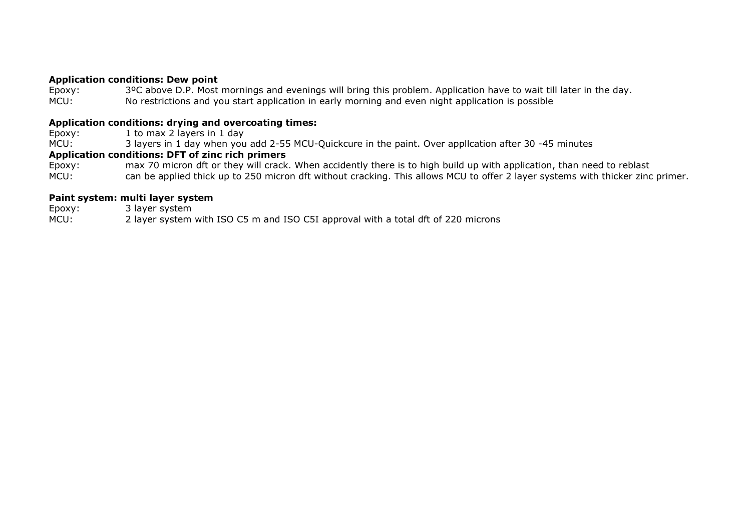**Application conditions: Dew point**

Epoxy: 3ºC above D.P. Most mornings and evenings will bring this problem. Application have to wait till later in the day.
MCU: No restrictions and you start application in early morning and even night application is possible

**Application conditions: drying and overcoating times:**

Epoxy: 1 to max 2 layers in 1 day
MCU: 3 layers in 1 day when you add 2-55 MCU-Quickcure in the paint. Over appllcation after 30 -45 minutes

**Application conditions: DFT of zinc rich primers**

Epoxy: max 70 micron dft or they will crack. When accidently there is to high build up with application, than need to reblast
MCU: can be applied thick up to 250 micron dft without cracking. This allows MCU to offer 2 layer systems with thicker zinc primer.

**Paint system: multi layer system**

Epoxy: 3 layer system
MCU: 2 layer system with ISO C5 m and ISO C5I approval with a total dft of 220 microns